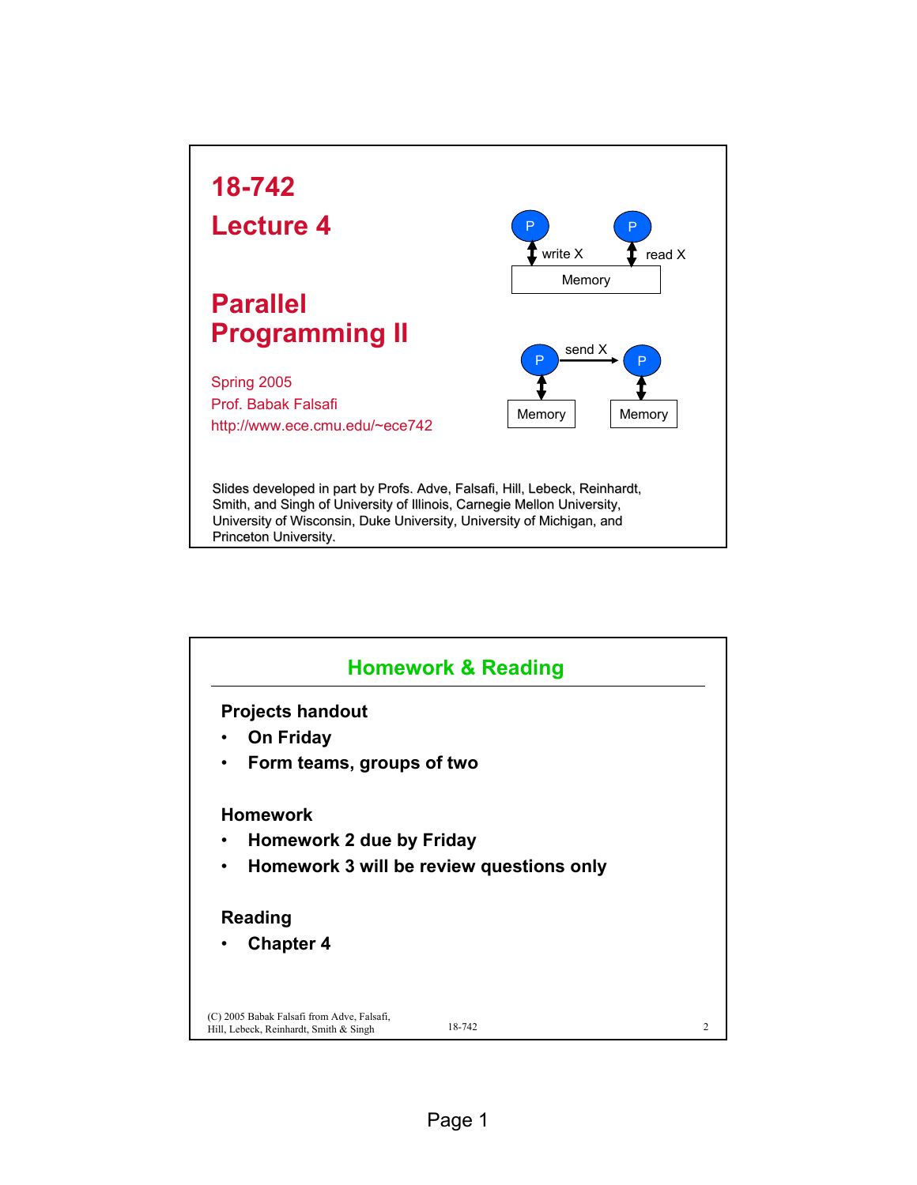# 18-742

# Lecture 4

## Parallel Programming II

Spring 2005

Prof. Babak Falsafi

http://www.ece.cmu.edu/~ece742

P — write X — Memory — read X — P

P — send X → P

Memory    Memory

Slides developed in part by Profs. Adve, Falsafi, Hill, Lebeck, Reinhardt, Smith, and Singh of University of Illinois, Carnegie Mellon University, University of Wisconsin, Duke University, University of Michigan, and Princeton University.

## Homework & Reading

**Projects handout**

- **On Friday**
- **Form teams, groups of two**

**Homework**

- **Homework 2 due by Friday**
- **Homework 3 will be review questions only**

**Reading**

- **Chapter 4**

(C) 2005 Babak Falsafi from Adve, Falsafi, Hill, Lebeck, Reinhardt, Smith & Singh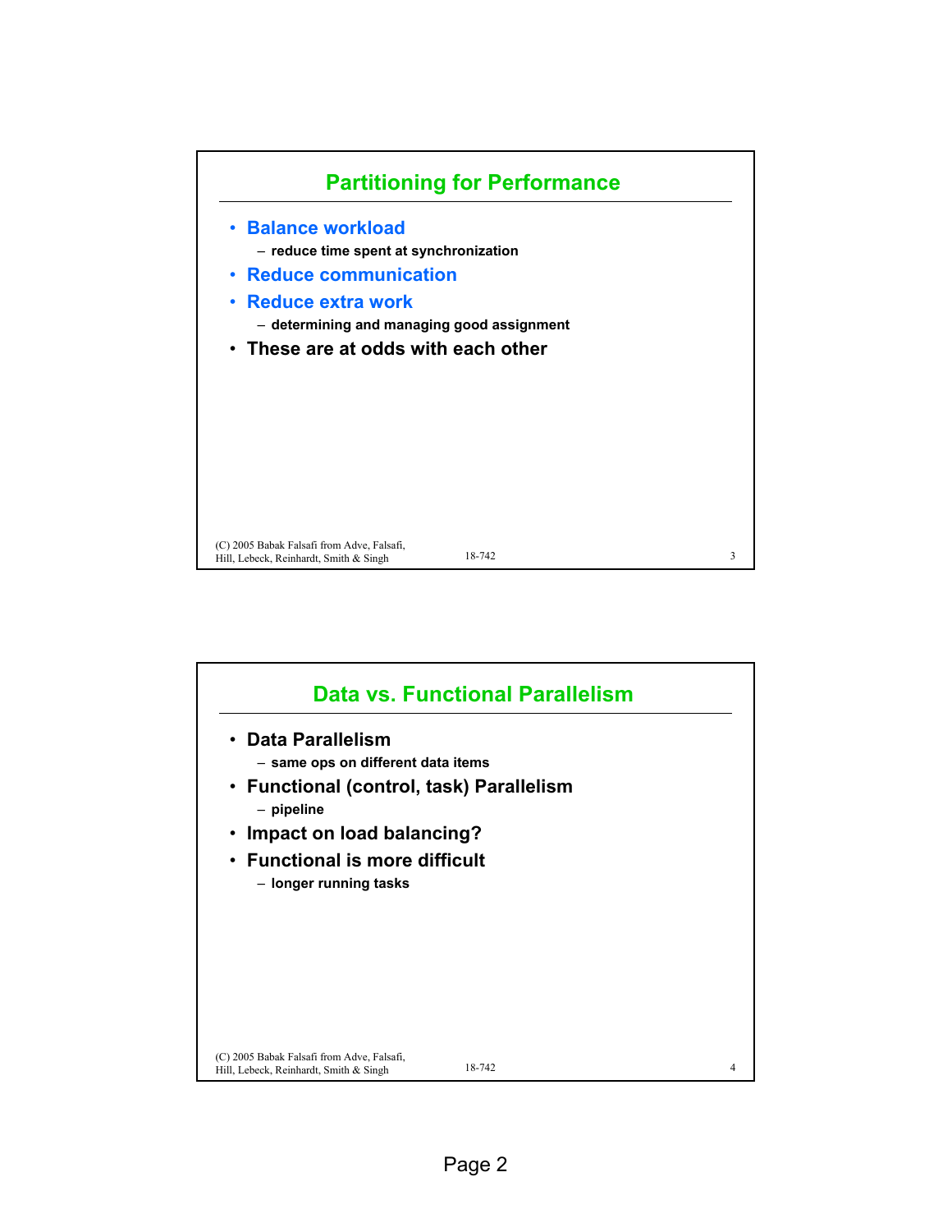## Partitioning for Performance

- **Balance workload**
  - reduce time spent at synchronization
- **Reduce communication**
- **Reduce extra work**
  - determining and managing good assignment
- **These are at odds with each other**

## Data vs. Functional Parallelism

- **Data Parallelism**
  - same ops on different data items
- **Functional (control, task) Parallelism**
  - pipeline
- **Impact on load balancing?**
- **Functional is more difficult**
  - longer running tasks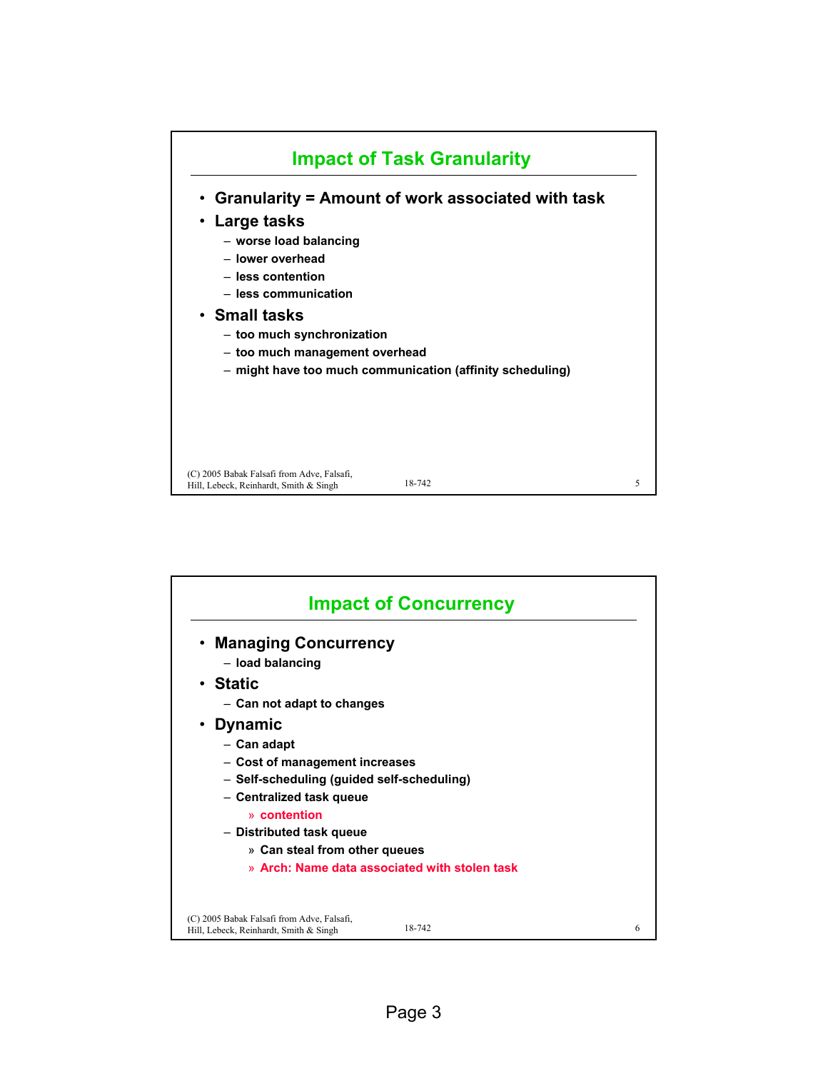## Impact of Task Granularity

- **Granularity = Amount of work associated with task**
- **Large tasks**
  - worse load balancing
  - lower overhead
  - less contention
  - less communication
- **Small tasks**
  - too much synchronization
  - too much management overhead
  - might have too much communication (affinity scheduling)

(C) 2005 Babak Falsafi from Adve, Falsafi, Hill, Lebeck, Reinhardt, Smith & Singh

## Impact of Concurrency

- **Managing Concurrency**
  - load balancing
- **Static**
  - Can not adapt to changes
- **Dynamic**
  - Can adapt
  - Cost of management increases
  - Self-scheduling (guided self-scheduling)
  - Centralized task queue
    - » contention
  - Distributed task queue
    - » Can steal from other queues
    - » Arch: Name data associated with stolen task

(C) 2005 Babak Falsafi from Adve, Falsafi, Hill, Lebeck, Reinhardt, Smith & Singh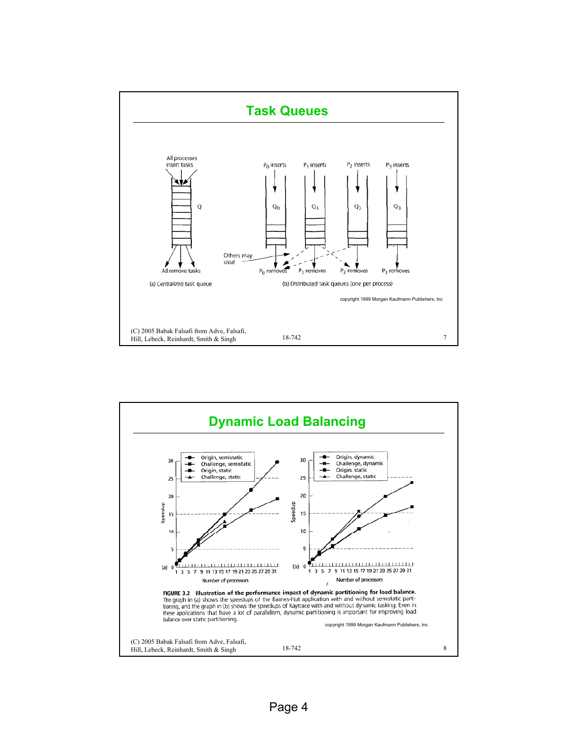## Task Queues

All processes insert tasks

Q

All remove tasks

(a) Centralized task queue

$P_0$ inserts $P_1$ inserts $P_2$ inserts $P_3$ inserts

$Q_0$ $Q_1$ $Q_2$ $Q_3$

Others may *steal*

$P_0$ removes $P_1$ removes $P_2$ removes $P_3$ removes

(b) Distributed task queues (one per process)

copyright 1999 Morgan Kaufmann Publishers, Inc

## Dynamic Load Balancing

**FIGURE 3.2 Illustration of the performance impact of dynamic partitioning for load balance.** The graph in (a) shows the speedups of the Barnes-Hut application with and without semistatic partitioning, and the graph in (b) shows the speedups of Raytrace with and without dynamic tasking. Even in these applications that have a lot of parallelism, dynamic partitioning is important for improving load balance over static partitioning.

copyright 1999 Morgan Kaufmann Publishers, Inc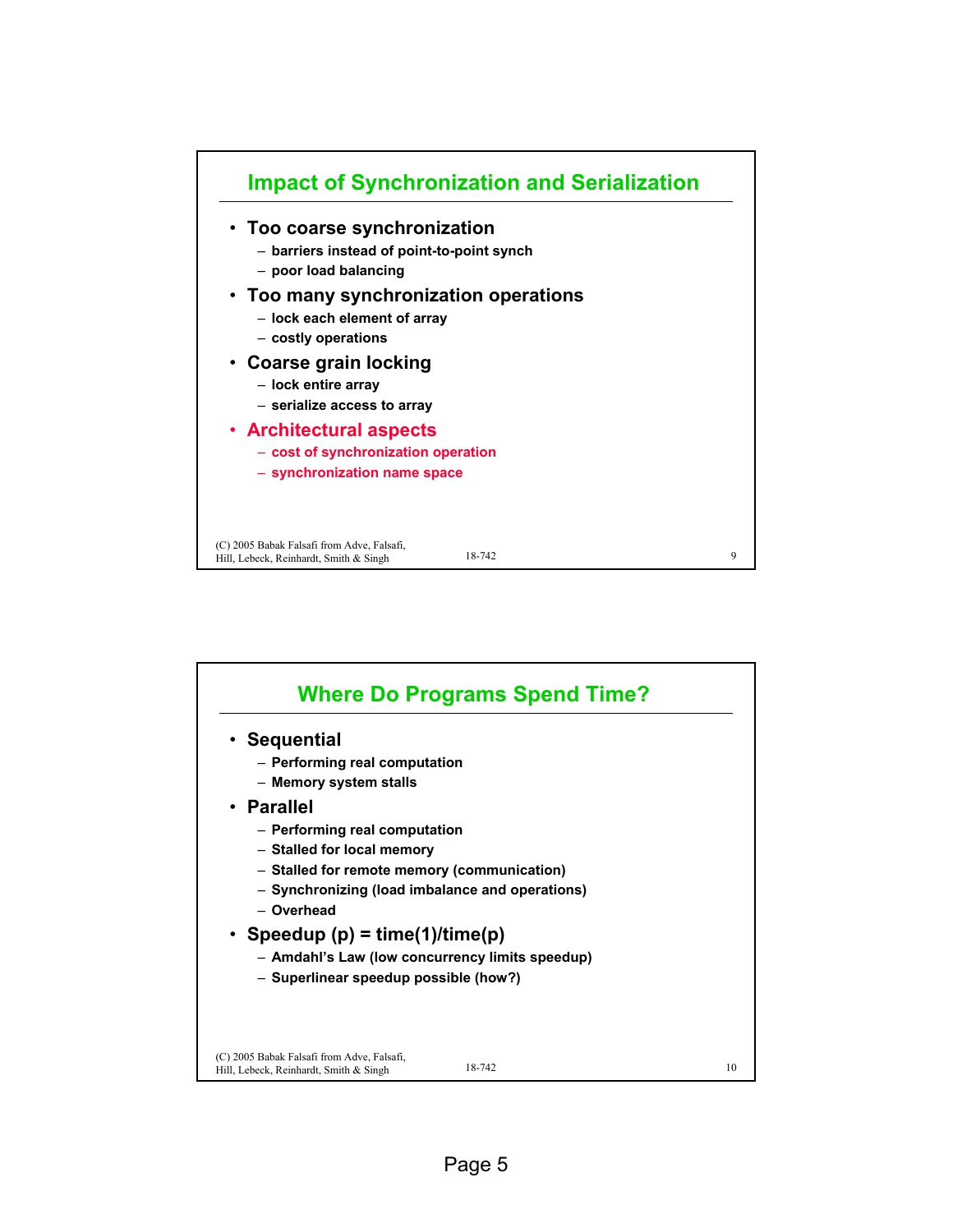## Impact of Synchronization and Serialization

- **Too coarse synchronization**
  - barriers instead of point-to-point synch
  - poor load balancing
- **Too many synchronization operations**
  - lock each element of array
  - costly operations
- **Coarse grain locking**
  - lock entire array
  - serialize access to array
- **Architectural aspects**
  - cost of synchronization operation
  - synchronization name space

(C) 2005 Babak Falsafi from Adve, Falsafi, Hill, Lebeck, Reinhardt, Smith & Singh

## Where Do Programs Spend Time?

- **Sequential**
  - Performing real computation
  - Memory system stalls
- **Parallel**
  - Performing real computation
  - Stalled for local memory
  - Stalled for remote memory (communication)
  - Synchronizing (load imbalance and operations)
  - Overhead
- **Speedup (p) = time(1)/time(p)**
  - Amdahl's Law (low concurrency limits speedup)
  - Superlinear speedup possible (how?)

(C) 2005 Babak Falsafi from Adve, Falsafi, Hill, Lebeck, Reinhardt, Smith & Singh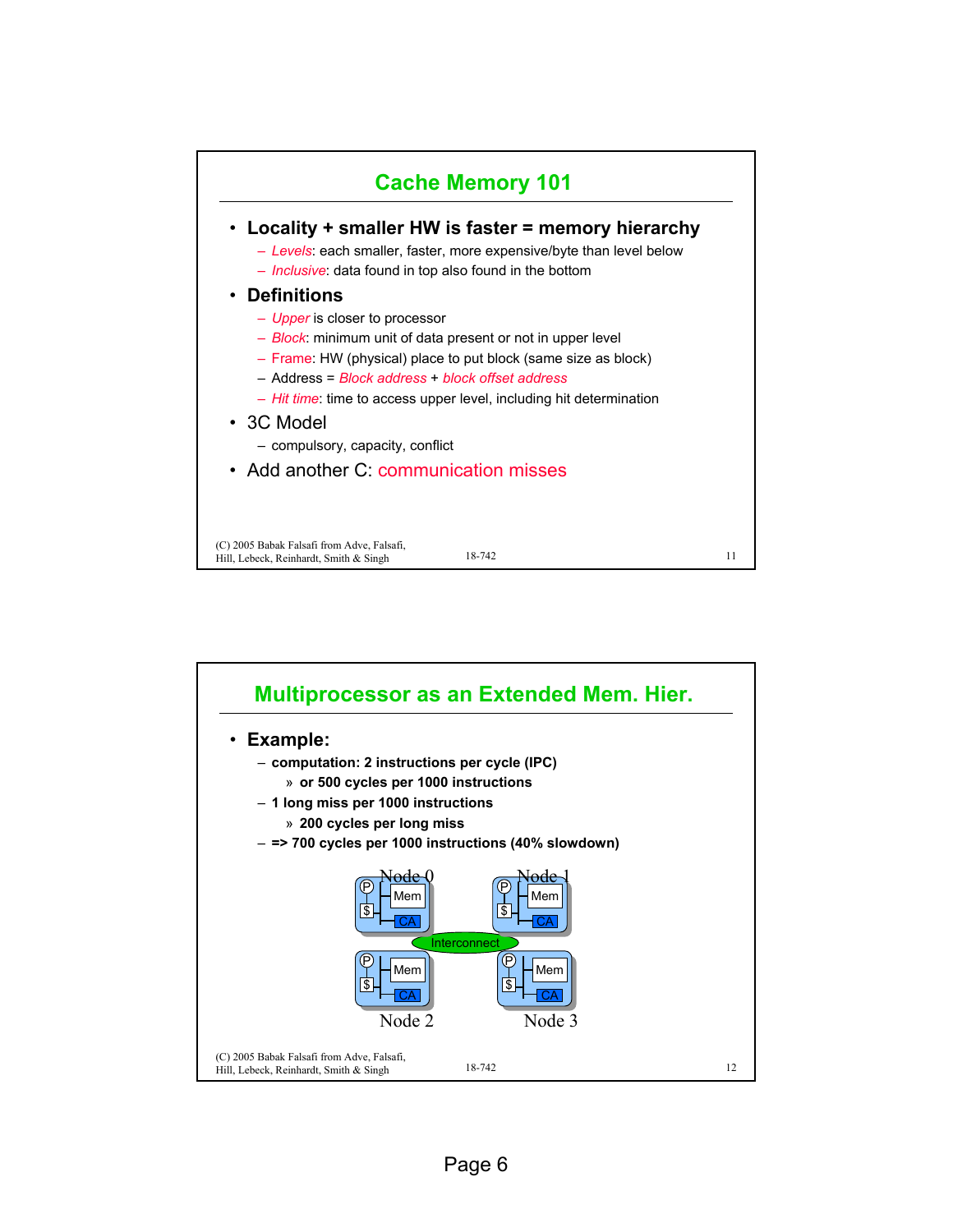## Cache Memory 101

- **Locality + smaller HW is faster = memory hierarchy**
  - *Levels*: each smaller, faster, more expensive/byte than level below
  - *Inclusive*: data found in top also found in the bottom
- **Definitions**
  - *Upper* is closer to processor
  - *Block*: minimum unit of data present or not in upper level
  - Frame: HW (physical) place to put block (same size as block)
  - Address = *Block address* + *block offset address*
  - *Hit time*: time to access upper level, including hit determination
- 3C Model
  - compulsory, capacity, conflict
- Add another C: communication misses

(C) 2005 Babak Falsafi from Adve, Falsafi, Hill, Lebeck, Reinhardt, Smith & Singh

## Multiprocessor as an Extended Mem. Hier.

- **Example:**
  - **computation: 2 instructions per cycle (IPC)**
    - » **or 500 cycles per 1000 instructions**
  - **1 long miss per 1000 instructions**
    - » **200 cycles per long miss**
  - **=> 700 cycles per 1000 instructions (40% slowdown)**

Node 0, Node 1, Node 2, Node 3 (each: P, $, Mem, CA) — Interconnect

(C) 2005 Babak Falsafi from Adve, Falsafi, Hill, Lebeck, Reinhardt, Smith & Singh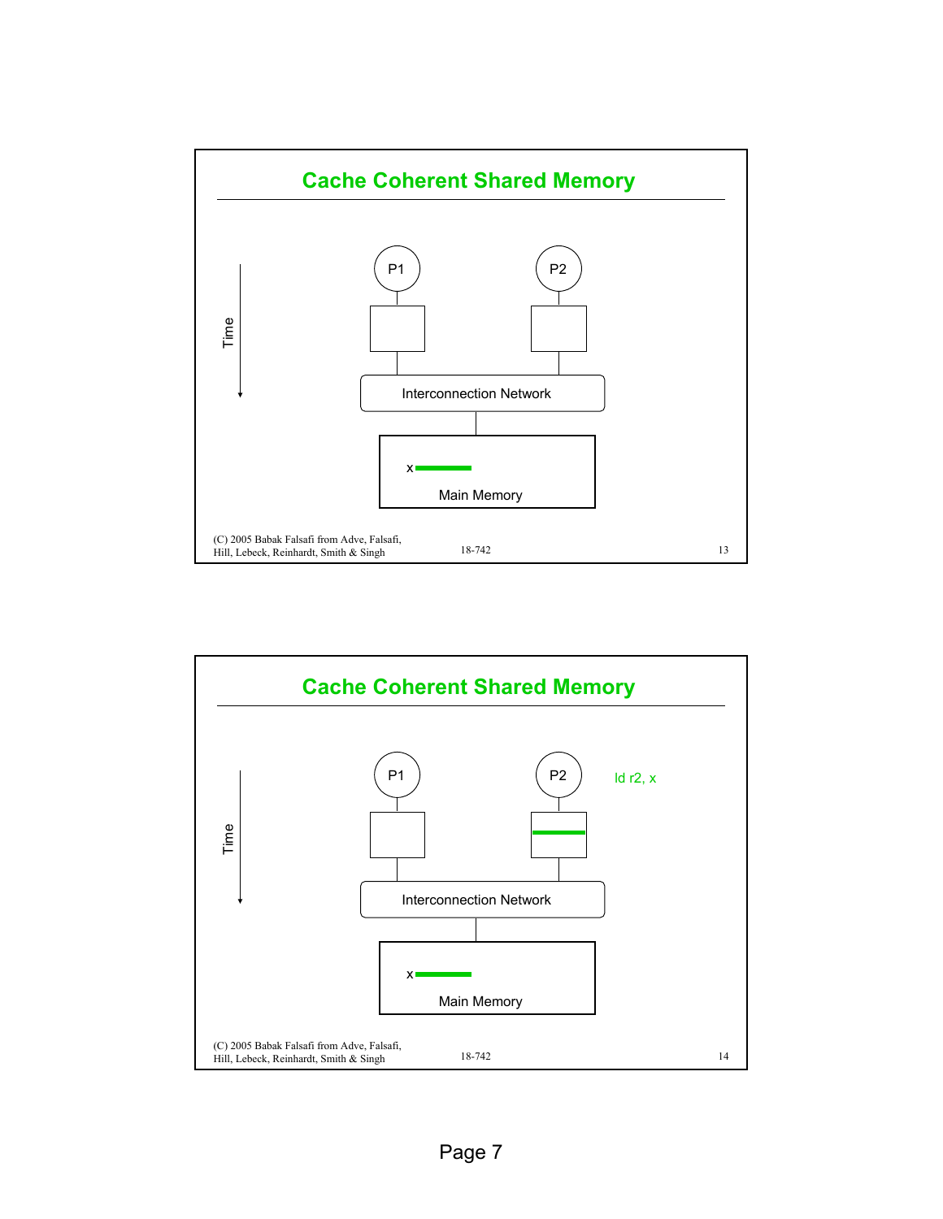## Cache Coherent Shared Memory

Time

P1

P2

Interconnection Network

x

Main Memory

(C) 2005 Babak Falsafi from Adve, Falsafi, Hill, Lebeck, Reinhardt, Smith & Singh

18-742

## Cache Coherent Shared Memory

Time

P1

P2

ld r2, x

Interconnection Network

x

Main Memory

(C) 2005 Babak Falsafi from Adve, Falsafi, Hill, Lebeck, Reinhardt, Smith & Singh

18-742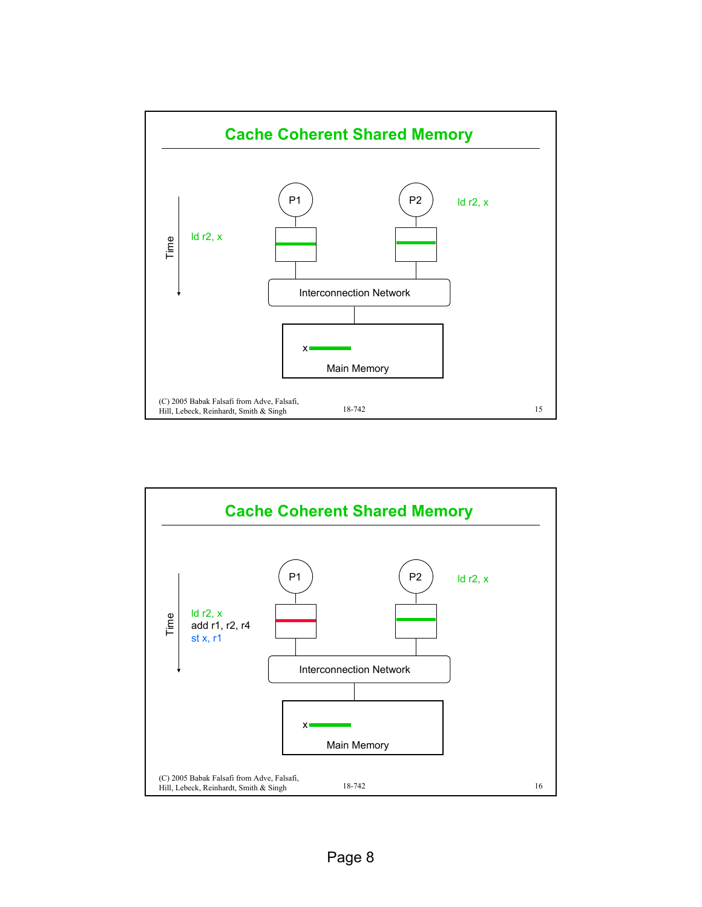## Cache Coherent Shared Memory

Time

P1: ld r2, x

P2: ld r2, x

Interconnection Network

x

Main Memory

(C) 2005 Babak Falsafi from Adve, Falsafi, Hill, Lebeck, Reinhardt, Smith & Singh

18-742

15

## Cache Coherent Shared Memory

Time

P1:
ld r2, x
add r1, r2, r4
st x, r1

P2: ld r2, x

Interconnection Network

x

Main Memory

(C) 2005 Babak Falsafi from Adve, Falsafi, Hill, Lebeck, Reinhardt, Smith & Singh

18-742

16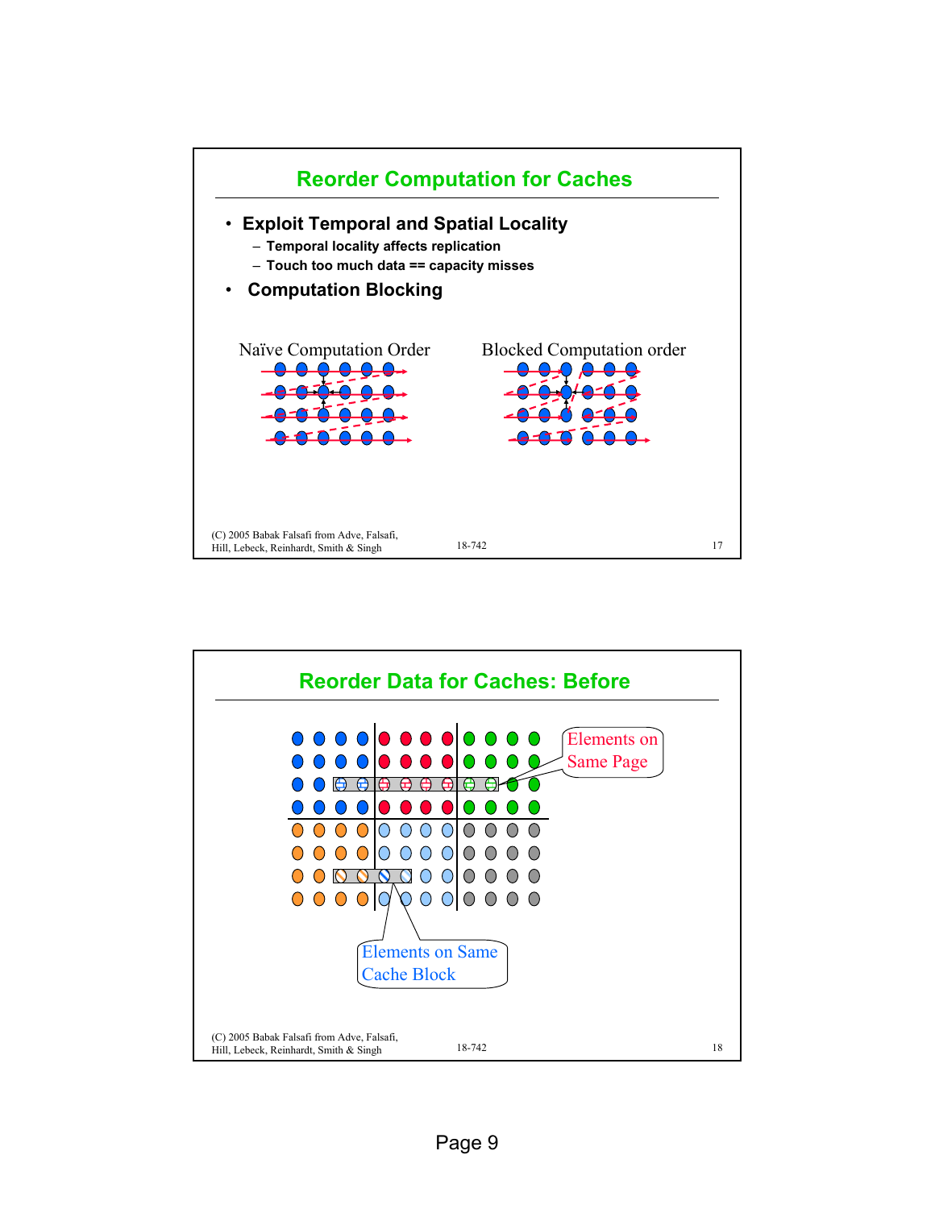## Reorder Computation for Caches

- **Exploit Temporal and Spatial Locality**
  - Temporal locality affects replication
  - Touch too much data == capacity misses
- **Computation Blocking**

Naïve Computation Order

Blocked Computation order

(C) 2005 Babak Falsafi from Adve, Falsafi, Hill, Lebeck, Reinhardt, Smith & Singh

## Reorder Data for Caches: Before

Elements on Same Page

Elements on Same Cache Block

(C) 2005 Babak Falsafi from Adve, Falsafi, Hill, Lebeck, Reinhardt, Smith & Singh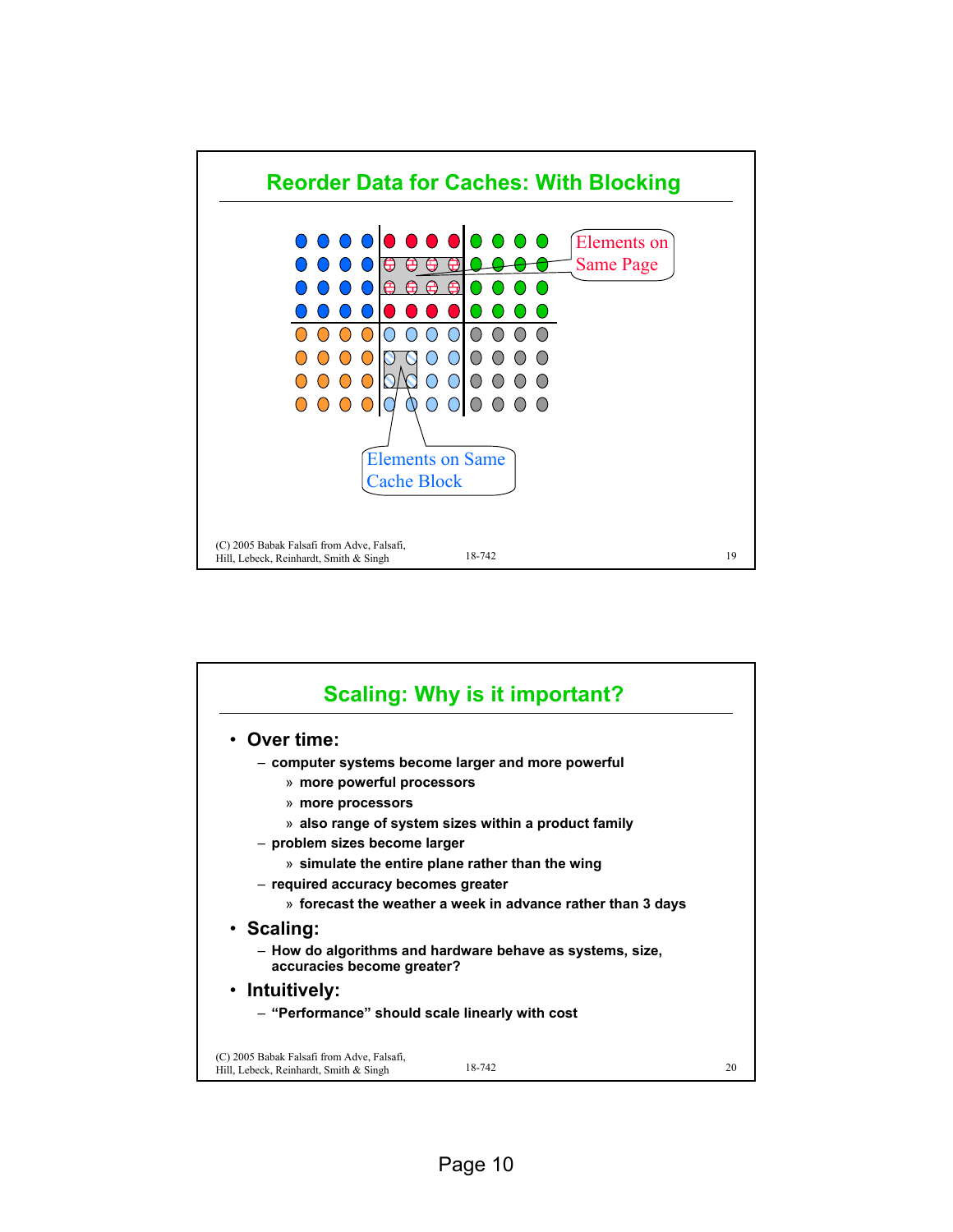## Reorder Data for Caches: With Blocking

Elements on Same Page

Elements on Same Cache Block

(C) 2005 Babak Falsafi from Adve, Falsafi, Hill, Lebeck, Reinhardt, Smith & Singh — 18-742

## Scaling: Why is it important?

- **Over time:**
  - computer systems become larger and more powerful
    - » more powerful processors
    - » more processors
    - » also range of system sizes within a product family
  - problem sizes become larger
    - » simulate the entire plane rather than the wing
  - required accuracy becomes greater
    - » forecast the weather a week in advance rather than 3 days
- **Scaling:**
  - How do algorithms and hardware behave as systems, size, accuracies become greater?
- **Intuitively:**
  - "Performance" should scale linearly with cost

(C) 2005 Babak Falsafi from Adve, Falsafi, Hill, Lebeck, Reinhardt, Smith & Singh — 18-742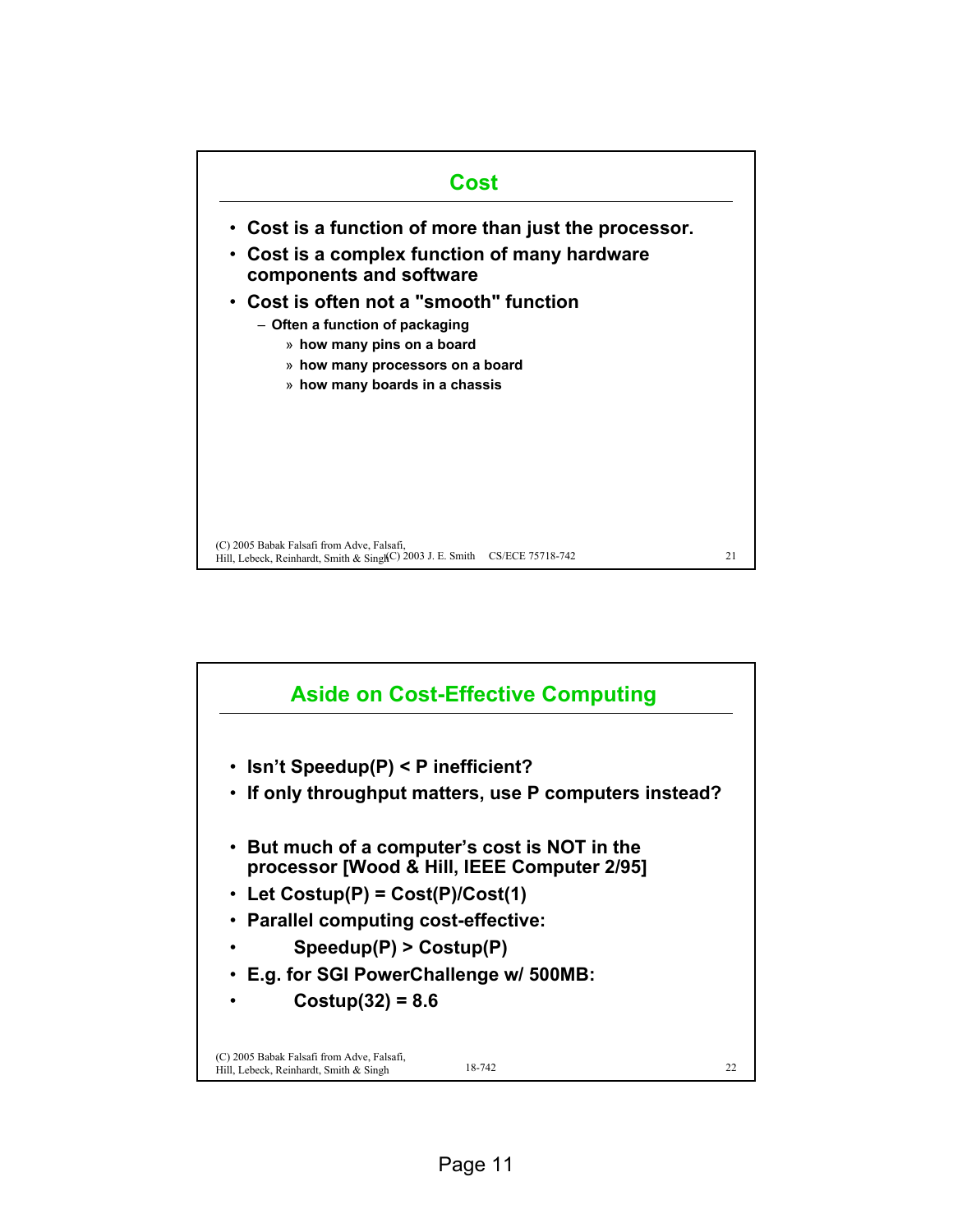## Cost

- Cost is a function of more than just the processor.
- Cost is a complex function of many hardware components and software
- Cost is often not a "smooth" function
  - Often a function of packaging
    - » how many pins on a board
    - » how many processors on a board
    - » how many boards in a chassis

## Aside on Cost-Effective Computing

- Isn't Speedup(P) < P inefficient?
- If only throughput matters, use P computers instead?

- But much of a computer's cost is NOT in the processor [Wood & Hill, IEEE Computer 2/95]
- Let Costup(P) = Cost(P)/Cost(1)
- Parallel computing cost-effective:
- Speedup(P) > Costup(P)
- E.g. for SGI PowerChallenge w/ 500MB:
- Costup(32) = 8.6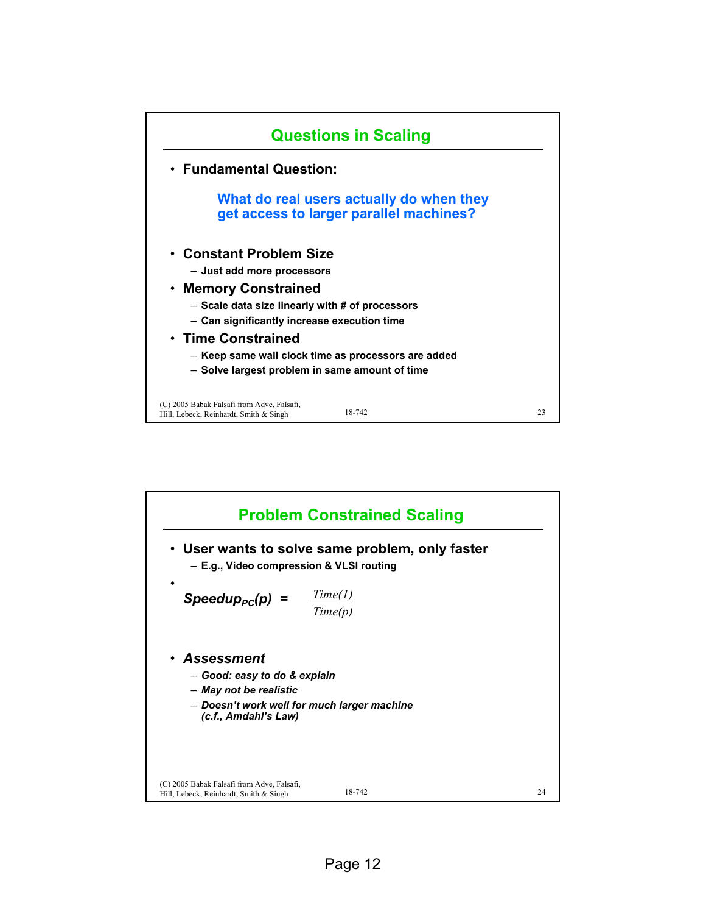## Questions in Scaling

- **Fundamental Question:**

  **What do real users actually do when they get access to larger parallel machines?**

- **Constant Problem Size**
  - Just add more processors
- **Memory Constrained**
  - Scale data size linearly with # of processors
  - Can significantly increase execution time
- **Time Constrained**
  - Keep same wall clock time as processors are added
  - Solve largest problem in same amount of time

(C) 2005 Babak Falsafi from Adve, Falsafi, Hill, Lebeck, Reinhardt, Smith & Singh — 18-742

## Problem Constrained Scaling

- **User wants to solve same problem, only faster**
  - E.g., Video compression & VLSI routing
- $$Speedup_{PC}(p) = \frac{Time(1)}{Time(p)}$$
- ***Assessment***
  - *Good: easy to do & explain*
  - *May not be realistic*
  - *Doesn't work well for much larger machine (c.f., Amdahl's Law)*

(C) 2005 Babak Falsafi from Adve, Falsafi, Hill, Lebeck, Reinhardt, Smith & Singh — 18-742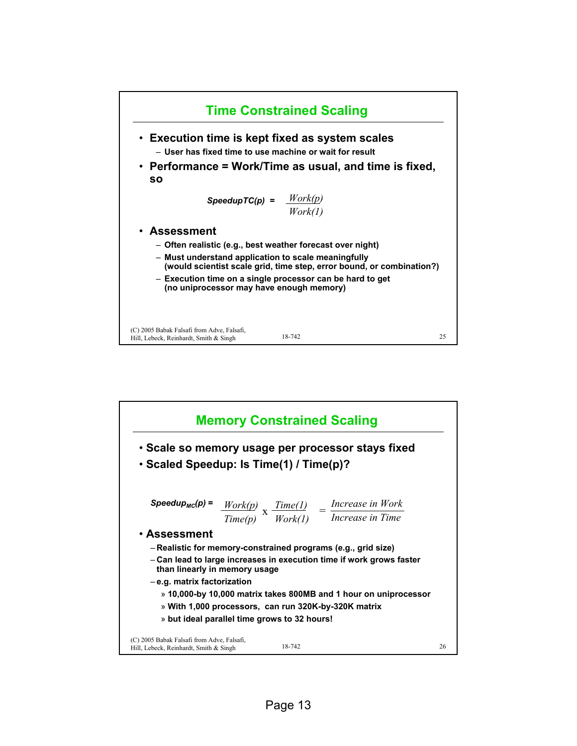## Time Constrained Scaling

- **Execution time is kept fixed as system scales**
  - User has fixed time to use machine or wait for result
- **Performance = Work/Time as usual, and time is fixed, so**

$$\text{SpeedupTC}(p) = \frac{Work(p)}{Work(1)}$$

- **Assessment**
  - Often realistic (e.g., best weather forecast over night)
  - Must understand application to scale meaningfully (would scientist scale grid, time step, error bound, or combination?)
  - Execution time on a single processor can be hard to get (no uniprocessor may have enough memory)

## Memory Constrained Scaling

- **Scale so memory usage per processor stays fixed**
- **Scaled Speedup: Is Time(1) / Time(p)?**

$$\text{Speedup}_{MC}(p) = \frac{Work(p)}{Time(p)} \times \frac{Time(1)}{Work(1)} = \frac{\text{Increase in Work}}{\text{Increase in Time}}$$

- **Assessment**
  - Realistic for memory-constrained programs (e.g., grid size)
  - Can lead to large increases in execution time if work grows faster than linearly in memory usage
  - e.g. matrix factorization
    - 10,000-by 10,000 matrix takes 800MB and 1 hour on uniprocessor
    - With 1,000 processors, can run 320K-by-320K matrix
    - but ideal parallel time grows to 32 hours!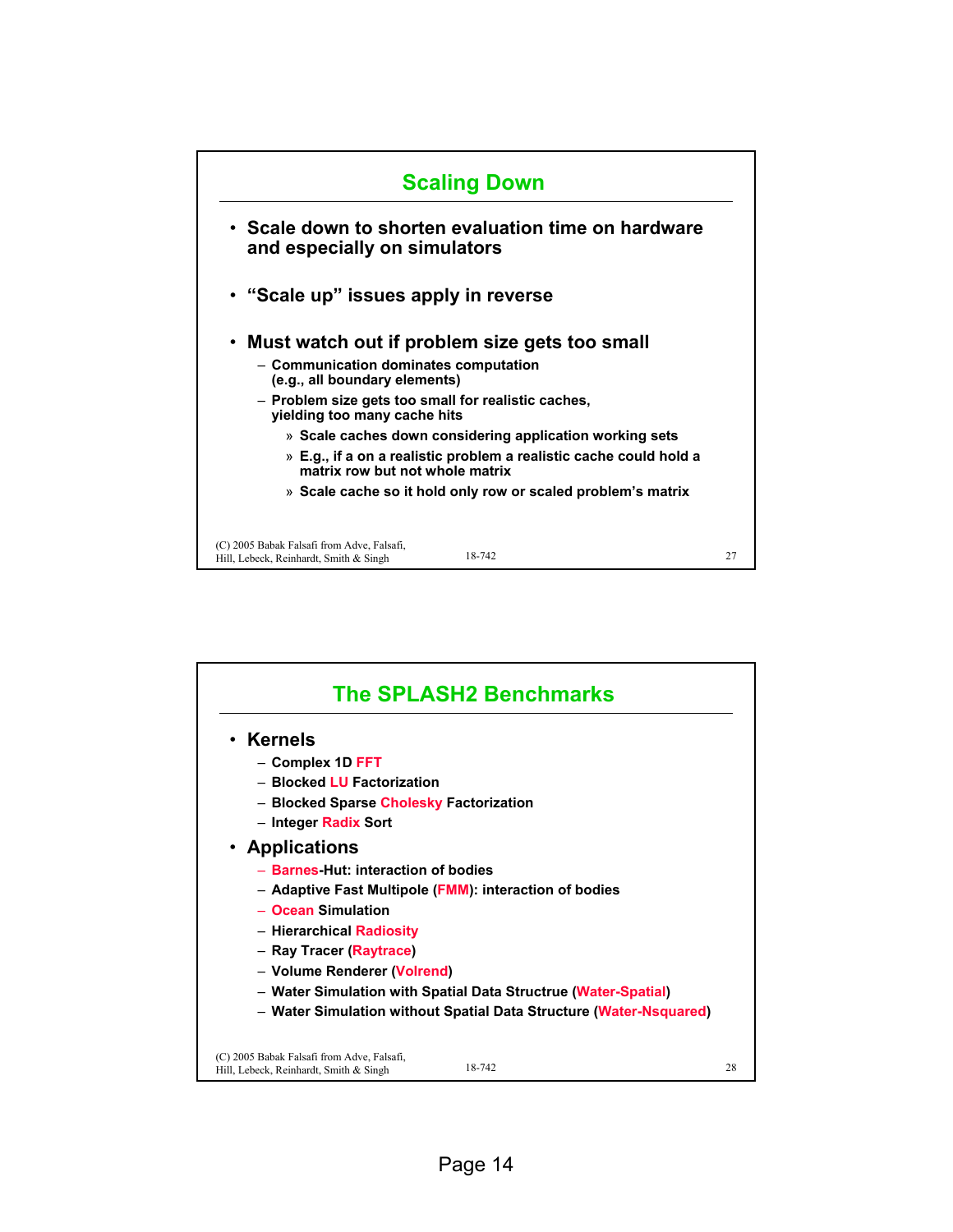## Scaling Down

- Scale down to shorten evaluation time on hardware and especially on simulators
- "Scale up" issues apply in reverse
- Must watch out if problem size gets too small
  - Communication dominates computation (e.g., all boundary elements)
  - Problem size gets too small for realistic caches, yielding too many cache hits
    - Scale caches down considering application working sets
    - E.g., if a on a realistic problem a realistic cache could hold a matrix row but not whole matrix
    - Scale cache so it hold only row or scaled problem's matrix

## The SPLASH2 Benchmarks

- Kernels
  - Complex 1D FFT
  - Blocked LU Factorization
  - Blocked Sparse Cholesky Factorization
  - Integer Radix Sort
- Applications
  - Barnes-Hut: interaction of bodies
  - Adaptive Fast Multipole (FMM): interaction of bodies
  - Ocean Simulation
  - Hierarchical Radiosity
  - Ray Tracer (Raytrace)
  - Volume Renderer (Volrend)
  - Water Simulation with Spatial Data Structrue (Water-Spatial)
  - Water Simulation without Spatial Data Structure (Water-Nsquared)